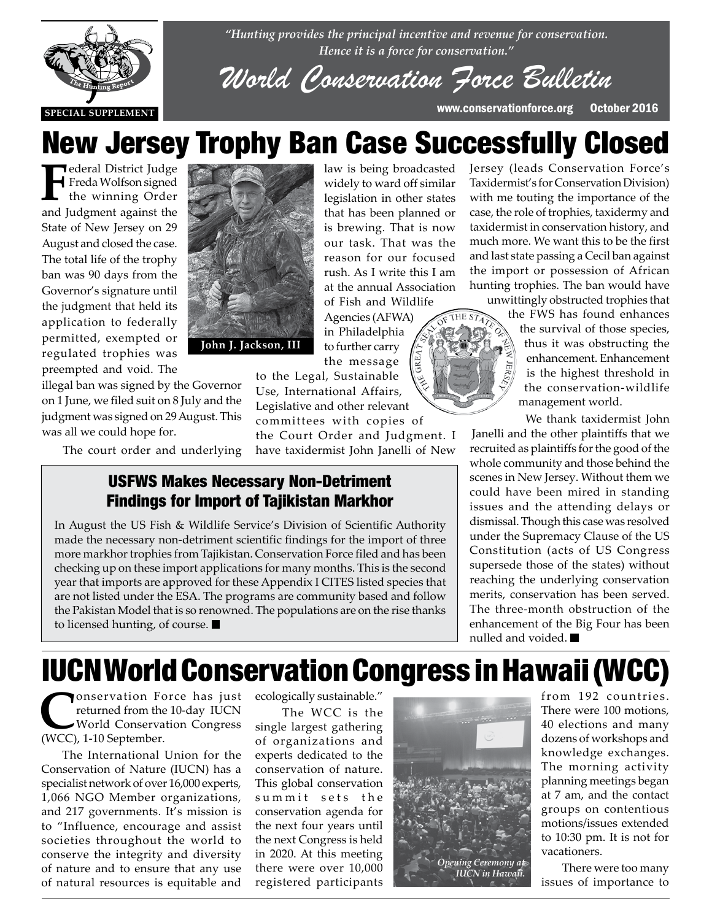*"Hunting provides the principal incentive and revenue for conservation. Hence it is a force for conservation."*

# World Conservation Force Bulletin

SPECIAL SUPPLEMENT

www.conservationforce.org October 2016

# New Jersey Trophy Ban Case Successfully Closed

Federal District Judge Freda Wolfson signed the winning Order and Judgment against the State of New Jersey on 29 August and closed the case. The total life of the trophy ban was 90 days from the Governor's signature until the judgment that held its application to federally permitted, exempted or regulated trophies was preempted and void. The illegal ban was signed by the Governor on 1 June, we filed suit on 8 July and the judgment was signed on 29 August. This was all we could hope for.

John J. Jackson, III

The court order and underlying law is being broadcasted widely to ward off similar legislation in other states that has been planned or is brewing. That is now our task. That was the reason for our focused rush. As I write this I am at the annual Association of Fish and Wildlife Agencies (AFWA) in Philadelphia to further carry the message to the Legal, Sustainable Use, International Affairs, Legislative and other relevant committees with copies of the Court Order and Judgment. I have taxidermist John Janelli of New Jersey (leads Conservation Force's Taxidermist's for Conservation Division) with me touting the importance of the case, the role of trophies, taxidermy and taxidermist in conservation history, and much more. We want this to be the first and last state passing a Cecil ban against the import or possession of African hunting trophies. The ban would have unwittingly obstructed trophies that the FWS has found enhances the survival of those species, thus it was obstructing the enhancement. Enhancement is the highest threshold in the conservation-wildlife management world.

We thank taxidermist John Janelli and the other plaintiffs that we recruited as plaintiffs for the good of the whole community and those behind the scenes in New Jersey. Without them we could have been mired in standing issues and the attending delays or dismissal. Though this case was resolved under the Supremacy Clause of the US Constitution (acts of US Congress supersede those of the states) without reaching the underlying conservation merits, conservation has been served. The three-month obstruction of the enhancement of the Big Four has been nulled and voided. ■

## USFWS Makes Necessary Non-Detriment Findings for Import of Tajikistan Markhor

In August the US Fish & Wildlife Service's Division of Scientific Authority made the necessary non-detriment scientific findings for the import of three more markhor trophies from Tajikistan. Conservation Force filed and has been checking up on these import applications for many months. This is the second year that imports are approved for these Appendix I CITES listed species that are not listed under the ESA. The programs are community based and follow the Pakistan Model that is so renowned. The populations are on the rise thanks to licensed hunting, of course. ■

# IUCN World Conservation Congress in Hawaii (WCC)

Conservation Force has just returned from the 10-day IUCN World Conservation Congress (WCC), 1-10 September.

The International Union for the Conservation of Nature (IUCN) has a specialist network of over 16,000 experts, 1,066 NGO Member organizations, and 217 governments. It's mission is to "Influence, encourage and assist societies throughout the world to conserve the integrity and diversity of nature and to ensure that any use of natural resources is equitable and ecologically sustainable."

The WCC is the single largest gathering of organizations and experts dedicated to the conservation of nature. This global conservation summit sets the conservation agenda for the next four years until the next Congress is held in 2020. At this meeting there were over 10,000 registered participants from 192 countries. There were 100 motions, 40 elections and many dozens of workshops and knowledge exchanges. The morning activity planning meetings began at 7 am, and the contact groups on contentious motions/issues extended to 10:30 pm. It is not for vacationers.

*Opening Ceremony at IUCN in Hawaii.*

There were too many issues of importance to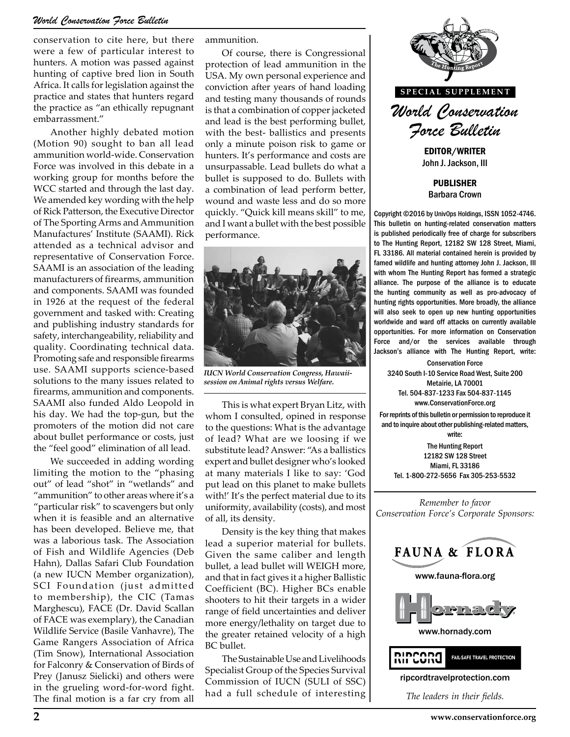conservation to cite here, but there were a few of particular interest to hunters. A motion was passed against hunting of captive bred lion in South Africa. It calls for legislation against the practice and states that hunters regard the practice as "an ethically repugnant embarrassment."

Another highly debated motion (Motion 90) sought to ban all lead ammunition world-wide. Conservation Force was involved in this debate in a working group for months before the WCC started and through the last day. We amended key wording with the help of Rick Patterson, the Executive Director of The Sporting Arms and Ammunition Manufactures' Institute (SAAMI). Rick attended as a technical advisor and representative of Conservation Force. SAAMI is an association of the leading manufacturers of firearms, ammunition and components. SAAMI was founded in 1926 at the request of the federal government and tasked with: Creating and publishing industry standards for safety, interchangeability, reliability and quality. Coordinating technical data. Promoting safe and responsible firearms use. SAAMI supports science-based solutions to the many issues related to firearms, ammunition and components. SAAMI also funded Aldo Leopold in his day. We had the top-gun, but the promoters of the motion did not care about bullet performance or costs, just the "feel good" elimination of all lead.

We succeeded in adding wording limiting the motion to the "phasing out" of lead "shot" in "wetlands" and "ammunition" to other areas where it's a "particular risk" to scavengers but only when it is feasible and an alternative has been developed. Believe me, that was a laborious task. The Association of Fish and Wildlife Agencies (Deb Hahn), Dallas Safari Club Foundation (a new IUCN Member organization), SCI Foundation (just admitted to membership), the CIC (Tamas Marghescu), FACE (Dr. David Scallan of FACE was exemplary), the Canadian Wildlife Service (Basile Vanhavre), The Game Rangers Association of Africa (Tim Snow), International Association for Falconry & Conservation of Birds of Prey (Janusz Sielicki) and others were in the grueling word-for-word fight. The final motion is a far cry from all ammunition.

Of course, there is Congressional protection of lead ammunition in the USA. My own personal experience and conviction after years of hand loading and testing many thousands of rounds is that a combination of copper jacketed and lead is the best performing bullet, with the best- ballistics and presents only a minute poison risk to game or hunters. It's performance and costs are unsurpassable. Lead bullets do what a bullet is supposed to do. Bullets with a combination of lead perform better, wound and waste less and do so more quickly. "Quick kill means skill" to me, and I want a bullet with the best possible performance.

*IUCN World Conservation Congress, Hawaii-session on Animal rights versus Welfare.*

This is what expert Bryan Litz, with whom I consulted, opined in response to the questions: What is the advantage of lead? What are we loosing if we substitute lead? Answer: "As a ballistics expert and bullet designer who's looked at many materials I like to say: 'God put lead on this planet to make bullets with!' It's the perfect material due to its uniformity, availability (costs), and most of all, its density.

Density is the key thing that makes lead a superior material for bullets. Given the same caliber and length bullet, a lead bullet will WEIGH more, and that in fact gives it a higher Ballistic Coefficient (BC). Higher BCs enable shooters to hit their targets in a wider range of field uncertainties and deliver more energy/lethality on target due to the greater retained velocity of a high BC bullet.

The Sustainable Use and Livelihoods Specialist Group of the Species Survival Commission of IUCN (SULI of SSC) had a full schedule of interesting

---

**SPECIAL SUPPLEMENT**

# World Conservation Force Bulletin

**EDITOR/WRITER**
John J. Jackson, III

**PUBLISHER**
Barbara Crown

Copyright ©2016 by UnivOps Holdings, ISSN 1052-4746. This bulletin on hunting-related conservation matters is published periodically free of charge for subscribers to The Hunting Report, 12182 SW 128 Street, Miami, FL 33186. All material contained herein is provided by famed wildlife and hunting attorney John J. Jackson, III with whom The Hunting Report has formed a strategic alliance. The purpose of the alliance is to educate the hunting community as well as pro-advocacy of hunting rights opportunities. More broadly, the alliance will also seek to open up new hunting opportunities worldwide and ward off attacks on currently available opportunities. For more information on Conservation Force and/or the services available through Jackson's alliance with The Hunting Report, write:

Conservation Force
3240 South I-10 Service Road West, Suite 200
Metairie, LA 70001
Tel. 504-837-1233 Fax 504-837-1145
www.ConservationForce.org

For reprints of this bulletin or permission to reproduce it and to inquire about other publishing-related matters, write:

The Hunting Report
12182 SW 128 Street
Miami, FL 33186
Tel. 1-800-272-5656 Fax 305-253-5532

*Remember to favor Conservation Force's Corporate Sponsors:*

FAUNA & FLORA
www.fauna-flora.org

Hornady
www.hornady.com

RIPCORD FAIL-SAFE TRAVEL PROTECTION
ripcordtravelprotection.com

*The leaders in their fields.*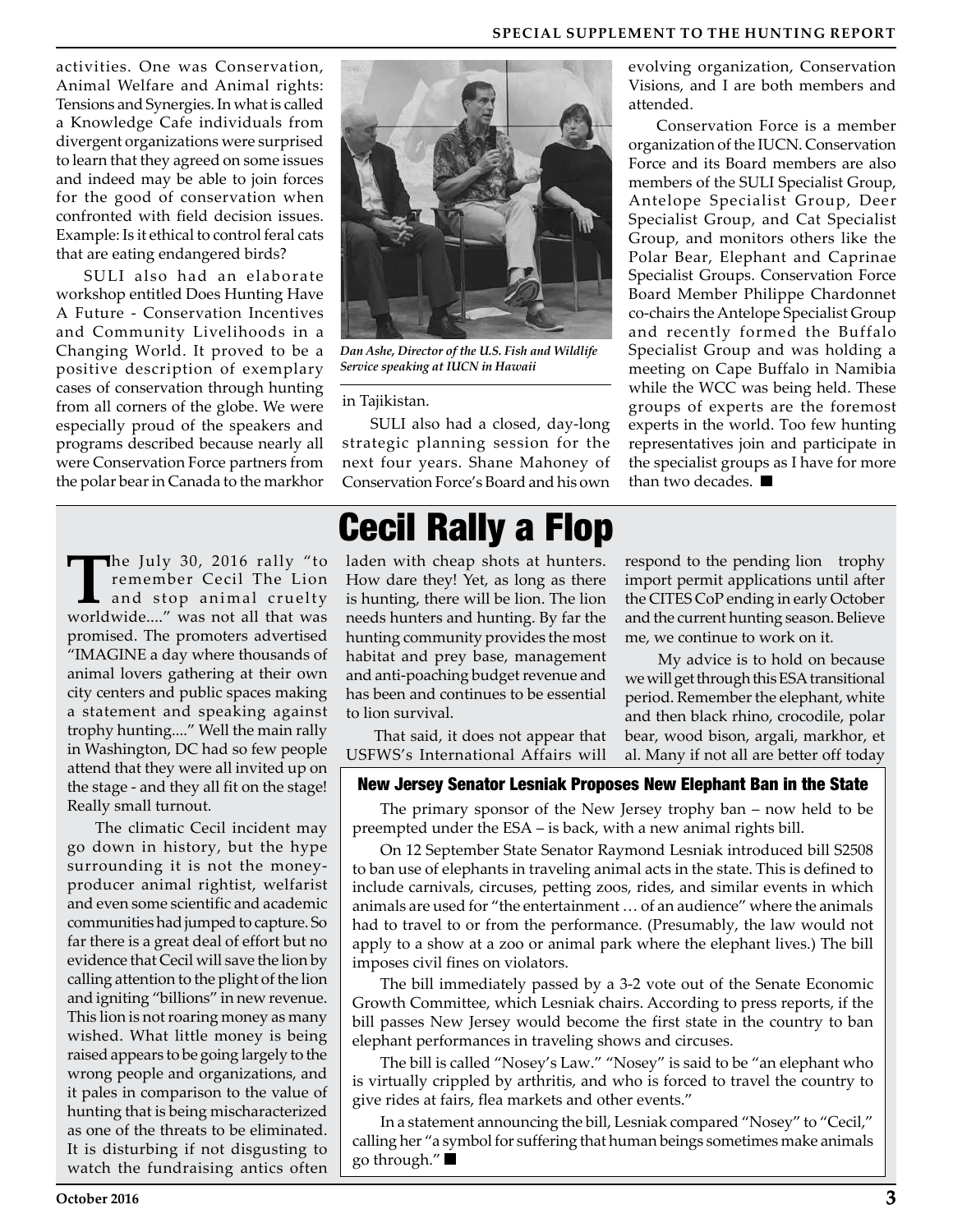activities. One was Conservation, Animal Welfare and Animal rights: Tensions and Synergies. In what is called a Knowledge Cafe individuals from divergent organizations were surprised to learn that they agreed on some issues and indeed may be able to join forces for the good of conservation when confronted with field decision issues. Example: Is it ethical to control feral cats that are eating endangered birds?

SULI also had an elaborate workshop entitled Does Hunting Have A Future - Conservation Incentives and Community Livelihoods in a Changing World. It proved to be a positive description of exemplary cases of conservation through hunting from all corners of the globe. We were especially proud of the speakers and programs described because nearly all were Conservation Force partners from the polar bear in Canada to the markhor in Tajikistan.

*Dan Ashe, Director of the U.S. Fish and Wildlife Service speaking at IUCN in Hawaii*

SULI also had a closed, day-long strategic planning session for the next four years. Shane Mahoney of Conservation Force's Board and his own evolving organization, Conservation Visions, and I are both members and attended.

Conservation Force is a member organization of the IUCN. Conservation Force and its Board members are also members of the SULI Specialist Group, Antelope Specialist Group, Deer Specialist Group, and Cat Specialist Group, and monitors others like the Polar Bear, Elephant and Caprinae Specialist Groups. Conservation Force Board Member Philippe Chardonnet co-chairs the Antelope Specialist Group and recently formed the Buffalo Specialist Group and was holding a meeting on Cape Buffalo in Namibia while the WCC was being held. These groups of experts are the foremost experts in the world. Too few hunting representatives join and participate in the specialist groups as I have for more than two decades. ■

# Cecil Rally a Flop

The July 30, 2016 rally "to remember Cecil The Lion and stop animal cruelty worldwide...." was not all that was promised. The promoters advertised "IMAGINE a day where thousands of animal lovers gathering at their own city centers and public spaces making a statement and speaking against trophy hunting...." Well the main rally in Washington, DC had so few people attend that they were all invited up on the stage - and they all fit on the stage! Really small turnout.

The climatic Cecil incident may go down in history, but the hype surrounding it is not the money-producer animal rightist, welfarist and even some scientific and academic communities had jumped to capture. So far there is a great deal of effort but no evidence that Cecil will save the lion by calling attention to the plight of the lion and igniting "billions" in new revenue. This lion is not roaring money as many wished. What little money is being raised appears to be going largely to the wrong people and organizations, and it pales in comparison to the value of hunting that is being mischaracterized as one of the threats to be eliminated. It is disturbing if not disgusting to watch the fundraising antics often laden with cheap shots at hunters. How dare they! Yet, as long as there is hunting, there will be lion. The lion needs hunters and hunting. By far the hunting community provides the most habitat and prey base, management and anti-poaching budget revenue and has been and continues to be essential to lion survival.

That said, it does not appear that USFWS's International Affairs will respond to the pending lion trophy import permit applications until after the CITES CoP ending in early October and the current hunting season. Believe me, we continue to work on it.

My advice is to hold on because we will get through this ESA transitional period. Remember the elephant, white and then black rhino, crocodile, polar bear, wood bison, argali, markhor, et al. Many if not all are better off today

### New Jersey Senator Lesniak Proposes New Elephant Ban in the State

The primary sponsor of the New Jersey trophy ban – now held to be preempted under the ESA – is back, with a new animal rights bill.

On 12 September State Senator Raymond Lesniak introduced bill S2508 to ban use of elephants in traveling animal acts in the state. This is defined to include carnivals, circuses, petting zoos, rides, and similar events in which animals are used for "the entertainment … of an audience" where the animals had to travel to or from the performance. (Presumably, the law would not apply to a show at a zoo or animal park where the elephant lives.) The bill imposes civil fines on violators.

The bill immediately passed by a 3-2 vote out of the Senate Economic Growth Committee, which Lesniak chairs. According to press reports, if the bill passes New Jersey would become the first state in the country to ban elephant performances in traveling shows and circuses.

The bill is called "Nosey's Law." "Nosey" is said to be "an elephant who is virtually crippled by arthritis, and who is forced to travel the country to give rides at fairs, flea markets and other events."

In a statement announcing the bill, Lesniak compared "Nosey" to "Cecil," calling her "a symbol for suffering that human beings sometimes make animals go through." ■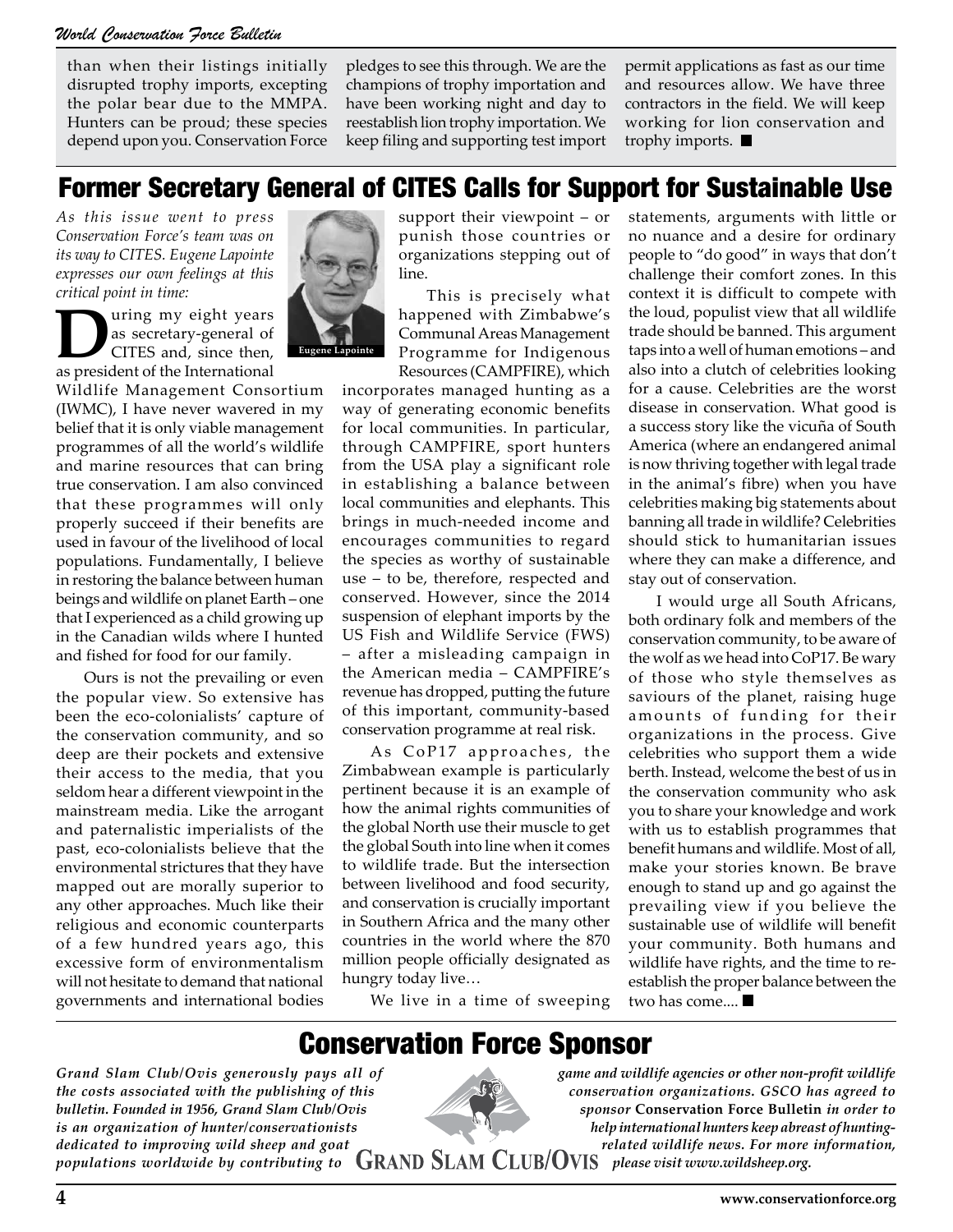than when their listings initially disrupted trophy imports, excepting the polar bear due to the MMPA. Hunters can be proud; these species depend upon you. Conservation Force pledges to see this through. We are the champions of trophy importation and have been working night and day to reestablish lion trophy importation. We keep filing and supporting test import permit applications as fast as our time and resources allow. We have three contractors in the field. We will keep working for lion conservation and trophy imports. ■

# Former Secretary General of CITES Calls for Support for Sustainable Use

*As this issue went to press Conservation Force's team was on its way to CITES. Eugene Lapointe expresses our own feelings at this critical point in time:*

Eugene Lapointe

During my eight years as secretary-general of CITES and, since then, as president of the International Wildlife Management Consortium (IWMC), I have never wavered in my belief that it is only viable management programmes of all the world's wildlife and marine resources that can bring true conservation. I am also convinced that these programmes will only properly succeed if their benefits are used in favour of the livelihood of local populations. Fundamentally, I believe in restoring the balance between human beings and wildlife on planet Earth – one that I experienced as a child growing up in the Canadian wilds where I hunted and fished for food for our family.

Ours is not the prevailing or even the popular view. So extensive has been the eco-colonialists' capture of the conservation community, and so deep are their pockets and extensive their access to the media, that you seldom hear a different viewpoint in the mainstream media. Like the arrogant and paternalistic imperialists of the past, eco-colonialists believe that the environmental strictures that they have mapped out are morally superior to any other approaches. Much like their religious and economic counterparts of a few hundred years ago, this excessive form of environmentalism will not hesitate to demand that national governments and international bodies support their viewpoint – or punish those countries or organizations stepping out of line.

This is precisely what happened with Zimbabwe's Communal Areas Management Programme for Indigenous Resources (CAMPFIRE), which incorporates managed hunting as a way of generating economic benefits for local communities. In particular, through CAMPFIRE, sport hunters from the USA play a significant role in establishing a balance between local communities and elephants. This brings in much-needed income and encourages communities to regard the species as worthy of sustainable use – to be, therefore, respected and conserved. However, since the 2014 suspension of elephant imports by the US Fish and Wildlife Service (FWS) – after a misleading campaign in the American media – CAMPFIRE's revenue has dropped, putting the future of this important, community-based conservation programme at real risk.

As CoP17 approaches, the Zimbabwean example is particularly pertinent because it is an example of how the animal rights communities of the global North use their muscle to get the global South into line when it comes to wildlife trade. But the intersection between livelihood and food security, and conservation is crucially important in Southern Africa and the many other countries in the world where the 870 million people officially designated as hungry today live…

We live in a time of sweeping statements, arguments with little or no nuance and a desire for ordinary people to "do good" in ways that don't challenge their comfort zones. In this context it is difficult to compete with the loud, populist view that all wildlife trade should be banned. This argument taps into a well of human emotions – and also into a clutch of celebrities looking for a cause. Celebrities are the worst disease in conservation. What good is a success story like the vicuña of South America (where an endangered animal is now thriving together with legal trade in the animal's fibre) when you have celebrities making big statements about banning all trade in wildlife? Celebrities should stick to humanitarian issues where they can make a difference, and stay out of conservation.

I would urge all South Africans, both ordinary folk and members of the conservation community, to be aware of the wolf as we head into CoP17. Be wary of those who style themselves as saviours of the planet, raising huge amounts of funding for their organizations in the process. Give celebrities who support them a wide berth. Instead, welcome the best of us in the conservation community who ask you to share your knowledge and work with us to establish programmes that benefit humans and wildlife. Most of all, make your stories known. Be brave enough to stand up and go against the prevailing view if you believe the sustainable use of wildlife will benefit your community. Both humans and wildlife have rights, and the time to re-establish the proper balance between the two has come.... ■

# Conservation Force Sponsor

*Grand Slam Club/Ovis generously pays all of the costs associated with the publishing of this bulletin. Founded in 1956, Grand Slam Club/Ovis is an organization of hunter/conservationists dedicated to improving wild sheep and goat populations worldwide by contributing to game and wildlife agencies or other non-profit wildlife conservation organizations. GSCO has agreed to sponsor* ***Conservation Force Bulletin*** *in order to help international hunters keep abreast of hunting-related wildlife news. For more information, please visit www.wildsheep.org.*

GRAND SLAM CLUB/OVIS